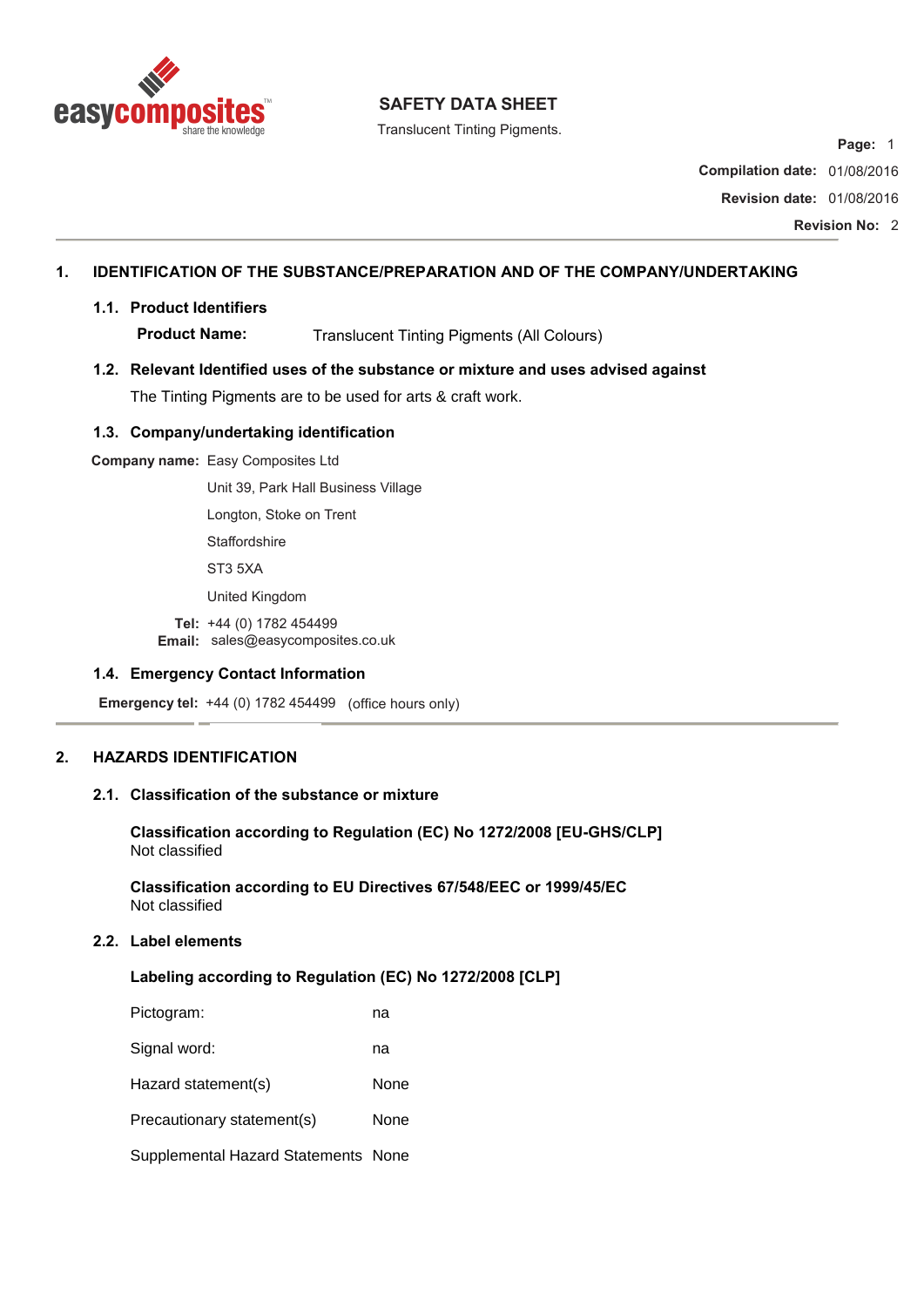# SAFETY DATA SHEET

Translucent Tinting Pigments.

**Page:** 1
**Compilation date:** 01/08/2016
**Revision date:** 01/08/2016
**Revision No:** 2

## 1. IDENTIFICATION OF THE SUBSTANCE/PREPARATION AND OF THE COMPANY/UNDERTAKING

### 1.1. Product Identifiers

**Product Name:** Translucent Tinting Pigments (All Colours)

### 1.2. Relevant Identified uses of the substance or mixture and uses advised against

The Tinting Pigments are to be used for arts & craft work.

### 1.3. Company/undertaking identification

**Company name:** Easy Composites Ltd
Unit 39, Park Hall Business Village
Longton, Stoke on Trent
Staffordshire
ST3 5XA
United Kingdom

**Tel:** +44 (0) 1782 454499
**Email:** sales@easycomposites.co.uk

### 1.4. Emergency Contact Information

**Emergency tel:** +44 (0) 1782 454499 (office hours only)

## 2. HAZARDS IDENTIFICATION

### 2.1. Classification of the substance or mixture

**Classification according to Regulation (EC) No 1272/2008 [EU-GHS/CLP]**
Not classified

**Classification according to EU Directives 67/548/EEC or 1999/45/EC**
Not classified

### 2.2. Label elements

**Labeling according to Regulation (EC) No 1272/2008 [CLP]**

| | |
|---|---|
| Pictogram: | na |
| Signal word: | na |
| Hazard statement(s) | None |
| Precautionary statement(s) | None |
| Supplemental Hazard Statements | None |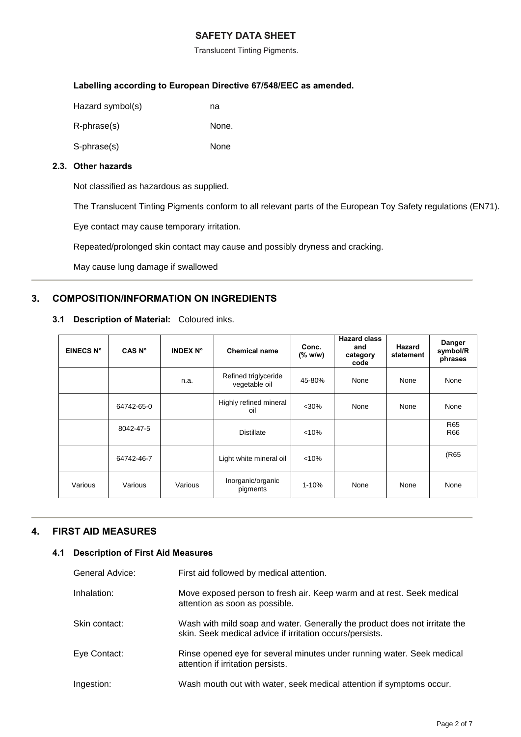**Labelling according to European Directive 67/548/EEC as amended.**

Hazard symbol(s) na

R-phrase(s) None.

S-phrase(s) None

### 2.3. Other hazards

Not classified as hazardous as supplied.

The Translucent Tinting Pigments conform to all relevant parts of the European Toy Safety regulations (EN71).

Eye contact may cause temporary irritation.

Repeated/prolonged skin contact may cause and possibly dryness and cracking.

May cause lung damage if swallowed

## 3. COMPOSITION/INFORMATION ON INGREDIENTS

### 3.1 Description of Material: Coloured inks.

| EINECS N° | CAS N° | INDEX N° | Chemical name | Conc. (% w/w) | Hazard class and category code | Hazard statement | Danger symbol/R phrases |
|---|---|---|---|---|---|---|---|
| | | n.a. | Refined triglyceride vegetable oil | 45-80% | None | None | None |
| | 64742-65-0 | | Highly refined mineral oil | <30% | None | None | None |
| | 8042-47-5 | | Distillate | <10% | | | R65 R66 |
| | 64742-46-7 | | Light white mineral oil | <10% | | | (R65 |
| Various | Various | Various | Inorganic/organic pigments | 1-10% | None | None | None |

## 4. FIRST AID MEASURES

### 4.1 Description of First Aid Measures

General Advice: First aid followed by medical attention.

Inhalation: Move exposed person to fresh air. Keep warm and at rest. Seek medical attention as soon as possible.

Skin contact: Wash with mild soap and water. Generally the product does not irritate the skin. Seek medical advice if irritation occurs/persists.

Eye Contact: Rinse opened eye for several minutes under running water. Seek medical attention if irritation persists.

Ingestion: Wash mouth out with water, seek medical attention if symptoms occur.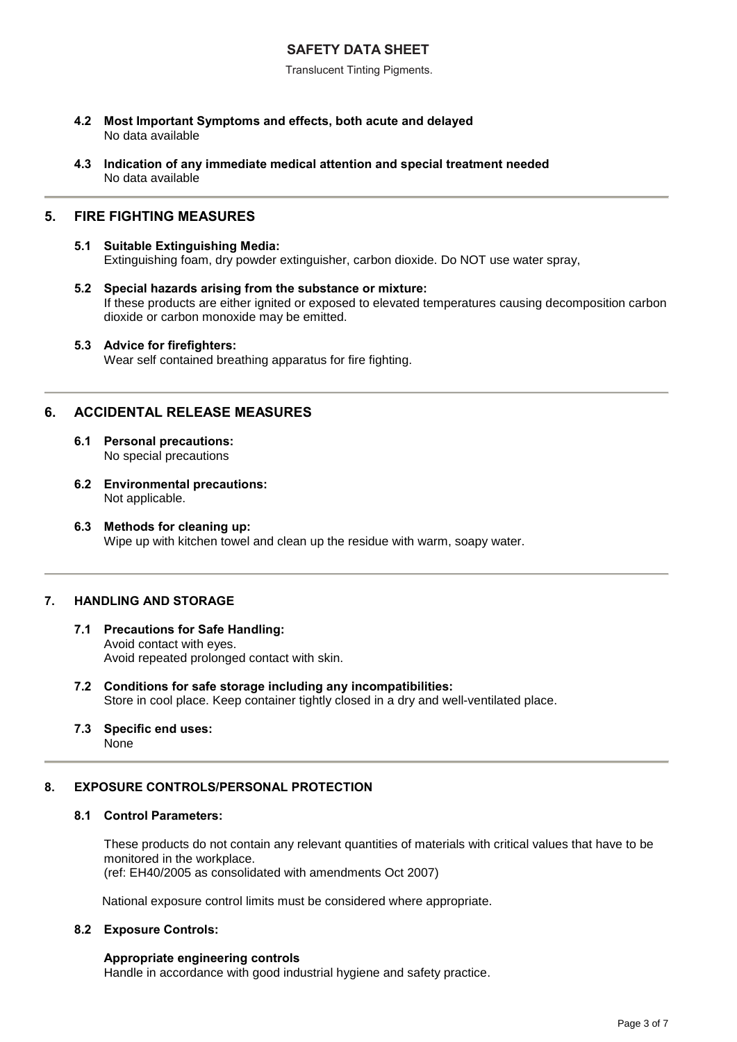**4.2 Most Important Symptoms and effects, both acute and delayed**
No data available

**4.3 Indication of any immediate medical attention and special treatment needed**
No data available

## 5. FIRE FIGHTING MEASURES

**5.1 Suitable Extinguishing Media:**
Extinguishing foam, dry powder extinguisher, carbon dioxide. Do NOT use water spray,

**5.2 Special hazards arising from the substance or mixture:**
If these products are either ignited or exposed to elevated temperatures causing decomposition carbon dioxide or carbon monoxide may be emitted.

**5.3 Advice for firefighters:**
Wear self contained breathing apparatus for fire fighting.

## 6. ACCIDENTAL RELEASE MEASURES

**6.1 Personal precautions:**
No special precautions

**6.2 Environmental precautions:**
Not applicable.

**6.3 Methods for cleaning up:**
Wipe up with kitchen towel and clean up the residue with warm, soapy water.

## 7. HANDLING AND STORAGE

**7.1 Precautions for Safe Handling:**
Avoid contact with eyes.
Avoid repeated prolonged contact with skin.

**7.2 Conditions for safe storage including any incompatibilities:**
Store in cool place. Keep container tightly closed in a dry and well-ventilated place.

**7.3 Specific end uses:**
None

## 8. EXPOSURE CONTROLS/PERSONAL PROTECTION

**8.1 Control Parameters:**

These products do not contain any relevant quantities of materials with critical values that have to be monitored in the workplace.
(ref: EH40/2005 as consolidated with amendments Oct 2007)

National exposure control limits must be considered where appropriate.

**8.2 Exposure Controls:**

**Appropriate engineering controls**
Handle in accordance with good industrial hygiene and safety practice.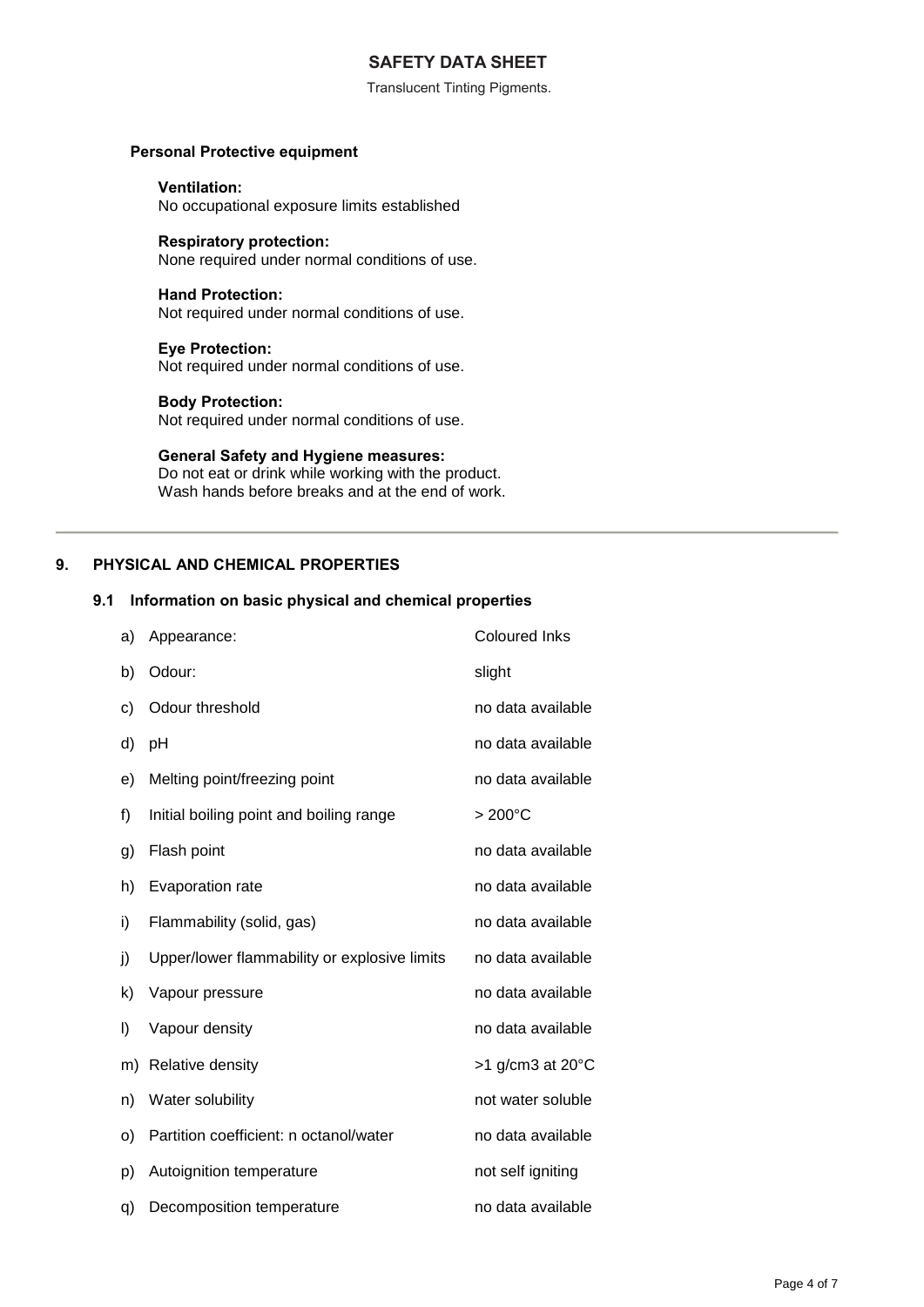**Personal Protective equipment**

**Ventilation:**
No occupational exposure limits established

**Respiratory protection:**
None required under normal conditions of use.

**Hand Protection:**
Not required under normal conditions of use.

**Eye Protection:**
Not required under normal conditions of use.

**Body Protection:**
Not required under normal conditions of use.

**General Safety and Hygiene measures:**
Do not eat or drink while working with the product.
Wash hands before breaks and at the end of work.

---

## 9. PHYSICAL AND CHEMICAL PROPERTIES

### 9.1 Information on basic physical and chemical properties

| | | |
|---|---|---|
| a) | Appearance: | Coloured Inks |
| b) | Odour: | slight |
| c) | Odour threshold | no data available |
| d) | pH | no data available |
| e) | Melting point/freezing point | no data available |
| f) | Initial boiling point and boiling range | > 200°C |
| g) | Flash point | no data available |
| h) | Evaporation rate | no data available |
| i) | Flammability (solid, gas) | no data available |
| j) | Upper/lower flammability or explosive limits | no data available |
| k) | Vapour pressure | no data available |
| l) | Vapour density | no data available |
| m) | Relative density | >1 g/cm3 at 20°C |
| n) | Water solubility | not water soluble |
| o) | Partition coefficient: n octanol/water | no data available |
| p) | Autoignition temperature | not self igniting |
| q) | Decomposition temperature | no data available |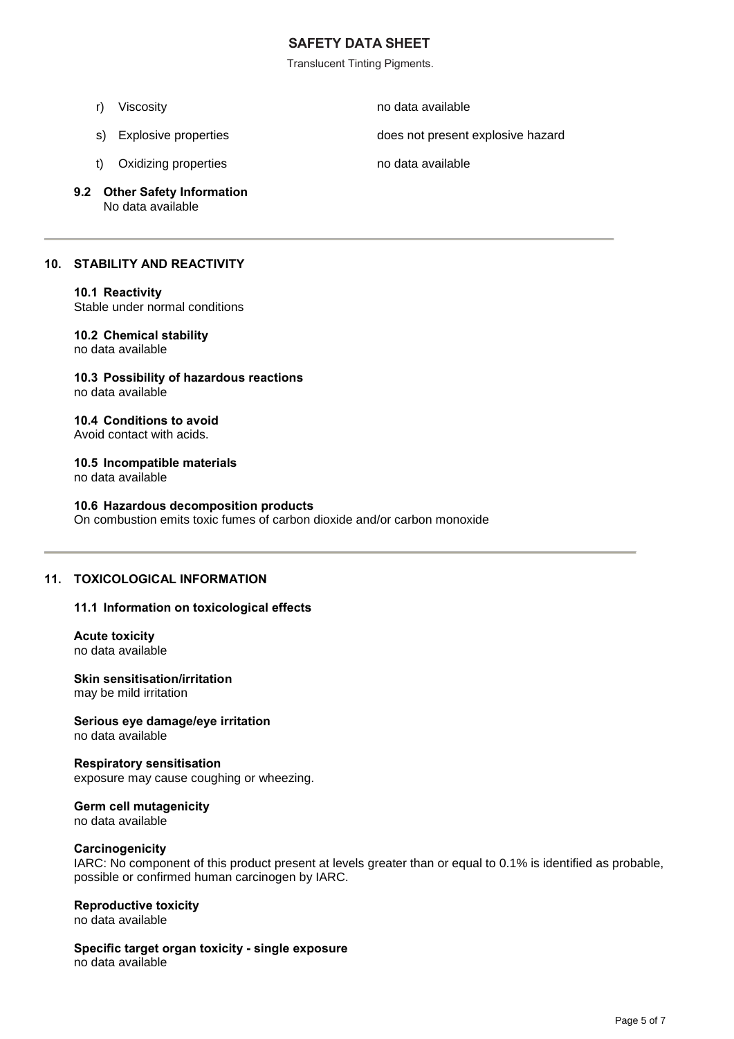r) Viscosity — no data available

s) Explosive properties — does not present explosive hazard

t) Oxidizing properties — no data available

**9.2 Other Safety Information**
No data available

---

## 10. STABILITY AND REACTIVITY

**10.1 Reactivity**
Stable under normal conditions

**10.2 Chemical stability**
no data available

**10.3 Possibility of hazardous reactions**
no data available

**10.4 Conditions to avoid**
Avoid contact with acids.

**10.5 Incompatible materials**
no data available

**10.6 Hazardous decomposition products**
On combustion emits toxic fumes of carbon dioxide and/or carbon monoxide

---

## 11. TOXICOLOGICAL INFORMATION

**11.1 Information on toxicological effects**

**Acute toxicity**
no data available

**Skin sensitisation/irritation**
may be mild irritation

**Serious eye damage/eye irritation**
no data available

**Respiratory sensitisation**
exposure may cause coughing or wheezing.

**Germ cell mutagenicity**
no data available

**Carcinogenicity**
IARC: No component of this product present at levels greater than or equal to 0.1% is identified as probable, possible or confirmed human carcinogen by IARC.

**Reproductive toxicity**
no data available

**Specific target organ toxicity - single exposure**
no data available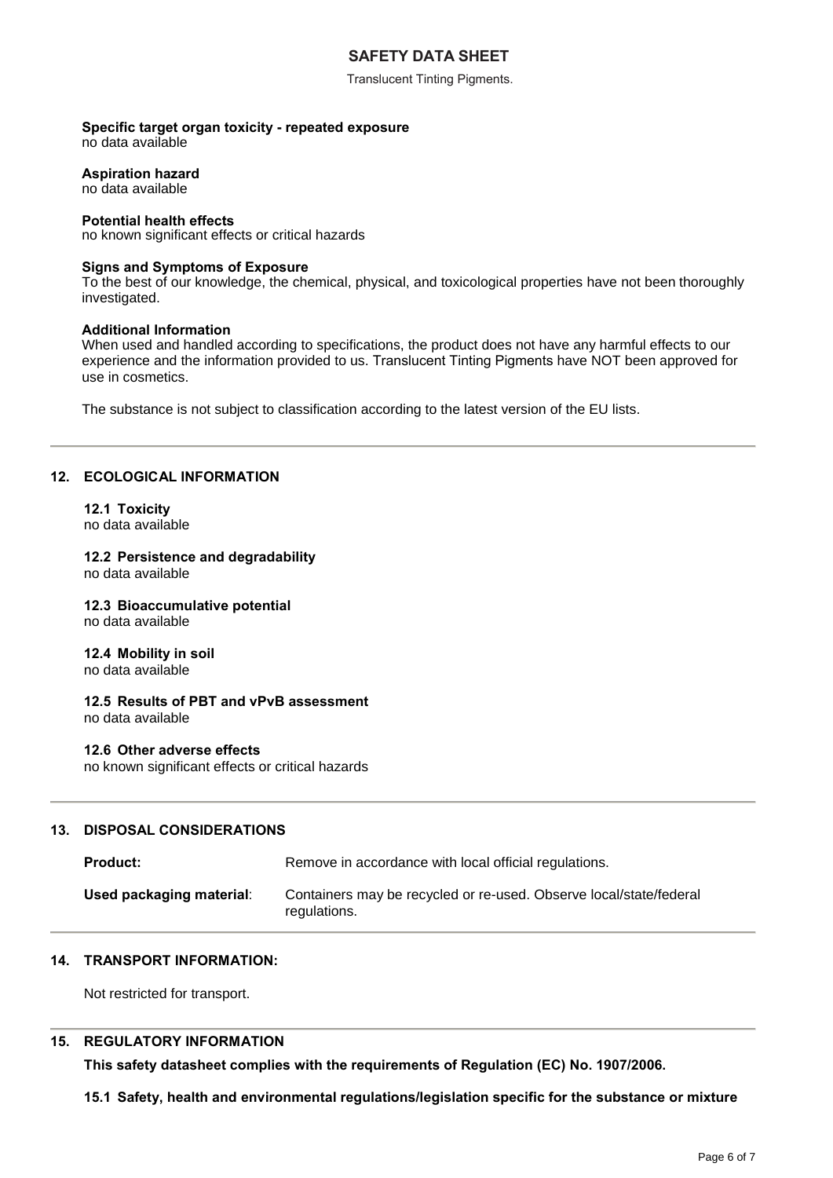**Specific target organ toxicity - repeated exposure**
no data available

**Aspiration hazard**
no data available

**Potential health effects**
no known significant effects or critical hazards

**Signs and Symptoms of Exposure**
To the best of our knowledge, the chemical, physical, and toxicological properties have not been thoroughly investigated.

**Additional Information**
When used and handled according to specifications, the product does not have any harmful effects to our experience and the information provided to us. Translucent Tinting Pigments have NOT been approved for use in cosmetics.

The substance is not subject to classification according to the latest version of the EU lists.

## 12. ECOLOGICAL INFORMATION

**12.1 Toxicity**
no data available

**12.2 Persistence and degradability**
no data available

**12.3 Bioaccumulative potential**
no data available

**12.4 Mobility in soil**
no data available

**12.5 Results of PBT and vPvB assessment**
no data available

**12.6 Other adverse effects**
no known significant effects or critical hazards

## 13. DISPOSAL CONSIDERATIONS

| | |
|---|---|
| **Product:** | Remove in accordance with local official regulations. |
| **Used packaging material**: | Containers may be recycled or re-used. Observe local/state/federal regulations. |

## 14. TRANSPORT INFORMATION:

Not restricted for transport.

## 15. REGULATORY INFORMATION

**This safety datasheet complies with the requirements of Regulation (EC) No. 1907/2006.**

**15.1 Safety, health and environmental regulations/legislation specific for the substance or mixture**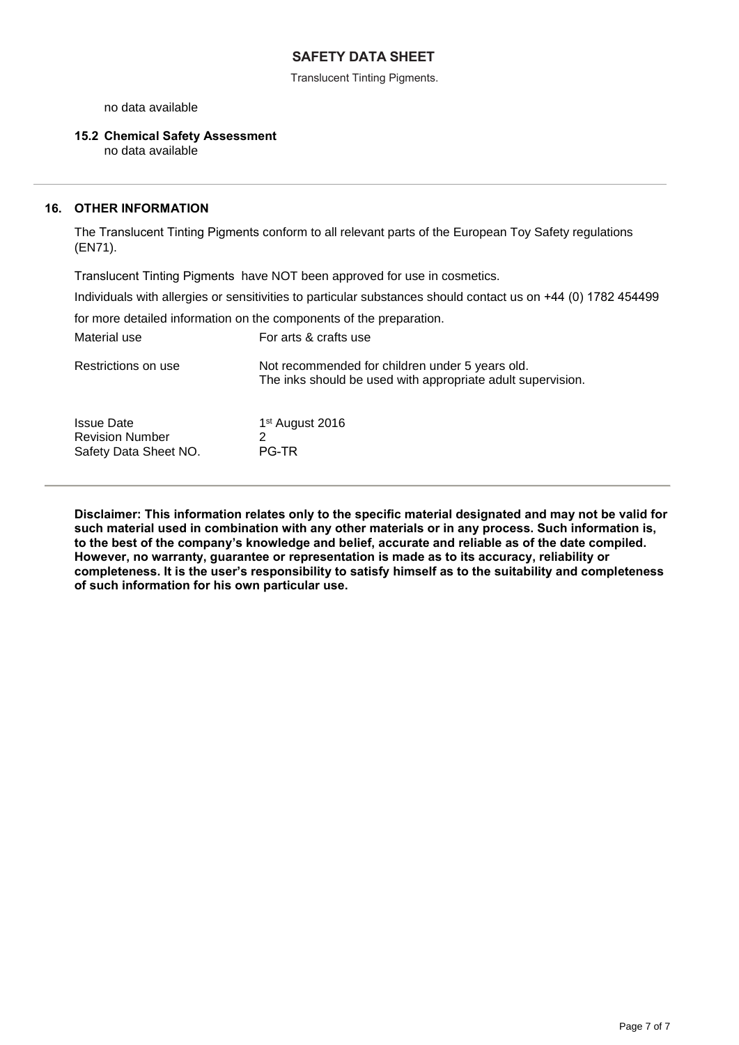no data available

**15.2 Chemical Safety Assessment**
no data available

---

## 16. OTHER INFORMATION

The Translucent Tinting Pigments conform to all relevant parts of the European Toy Safety regulations (EN71).

Translucent Tinting Pigments have NOT been approved for use in cosmetics.

Individuals with allergies or sensitivities to particular substances should contact us on +44 (0) 1782 454499 for more detailed information on the components of the preparation.

| | |
|---|---|
| Material use | For arts & crafts use |
| Restrictions on use | Not recommended for children under 5 years old. The inks should be used with appropriate adult supervision. |
| Issue Date | 1st August 2016 |
| Revision Number | 2 |
| Safety Data Sheet NO. | PG-TR |

---

**Disclaimer: This information relates only to the specific material designated and may not be valid for such material used in combination with any other materials or in any process. Such information is, to the best of the company's knowledge and belief, accurate and reliable as of the date compiled. However, no warranty, guarantee or representation is made as to its accuracy, reliability or completeness. It is the user's responsibility to satisfy himself as to the suitability and completeness of such information for his own particular use.**